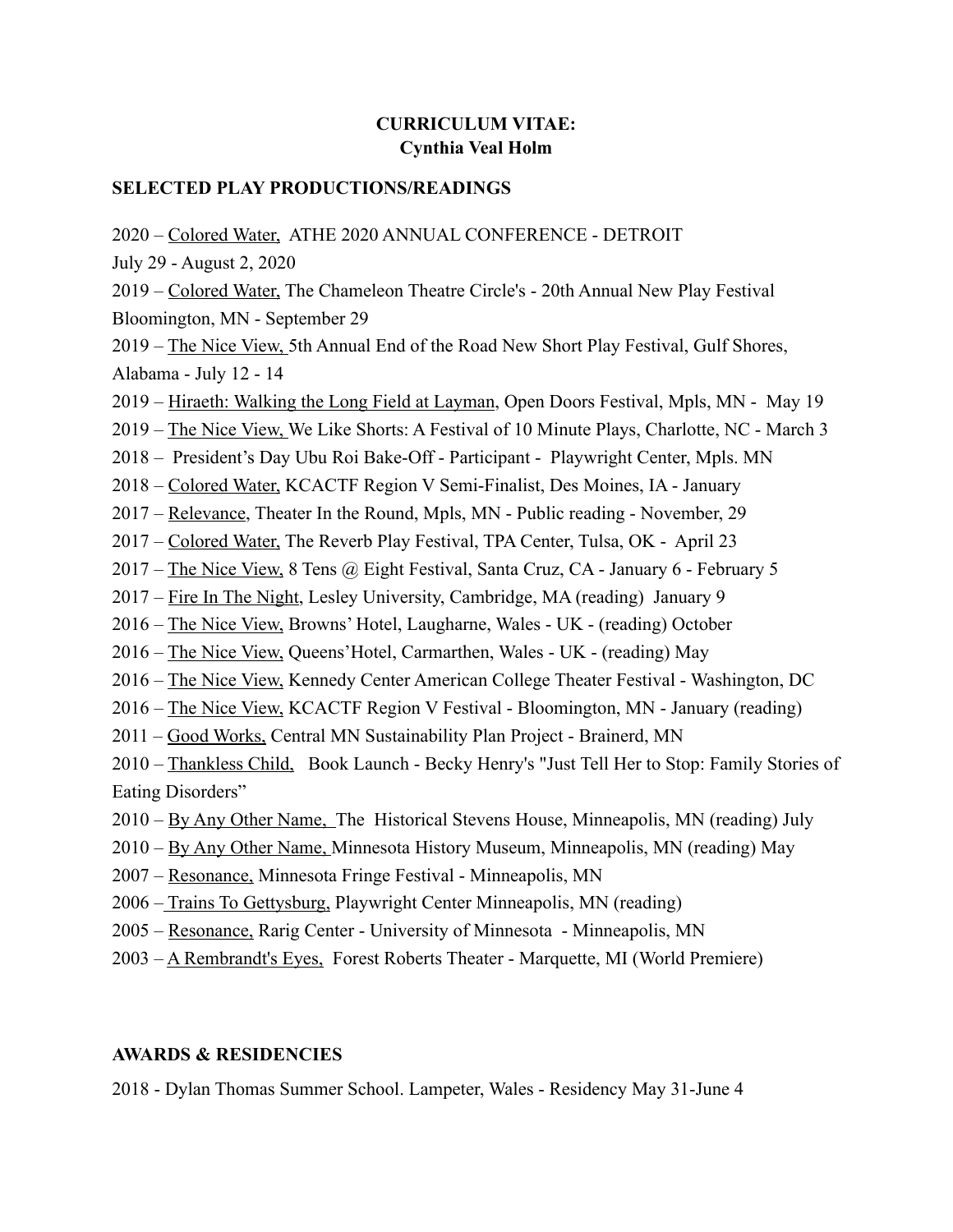# CURRICULUM VITAE:
## Cynthia Veal Holm

### SELECTED PLAY PRODUCTIONS/READINGS

2020 – <u>Colored Water,</u> ATHE 2020 ANNUAL CONFERENCE - DETROIT
July 29 - August 2, 2020

2019 – <u>Colored Water,</u> The Chameleon Theatre Circle's - 20th Annual New Play Festival Bloomington, MN - September 29

2019 – <u>The Nice View,</u> 5th Annual End of the Road New Short Play Festival, Gulf Shores, Alabama - July 12 - 14

2019 – <u>Hiraeth: Walking the Long Field at Layman</u>, Open Doors Festival, Mpls, MN - May 19

2019 – <u>The Nice View,</u> We Like Shorts: A Festival of 10 Minute Plays, Charlotte, NC - March 3

2018 – President's Day Ubu Roi Bake-Off - Participant - Playwright Center, Mpls. MN

2018 – <u>Colored Water,</u> KCACTF Region V Semi-Finalist, Des Moines, IA - January

2017 – <u>Relevance</u>, Theater In the Round, Mpls, MN - Public reading - November, 29

2017 – <u>Colored Water,</u> The Reverb Play Festival, TPA Center, Tulsa, OK - April 23

2017 – <u>The Nice View,</u> 8 Tens @ Eight Festival, Santa Cruz, CA - January 6 - February 5

2017 – <u>Fire In The Night</u>, Lesley University, Cambridge, MA (reading) January 9

2016 – <u>The Nice View,</u> Browns' Hotel, Laugharne, Wales - UK - (reading) October

2016 – <u>The Nice View,</u> Queens'Hotel, Carmarthen, Wales - UK - (reading) May

2016 – <u>The Nice View,</u> Kennedy Center American College Theater Festival - Washington, DC

2016 – <u>The Nice View,</u> KCACTF Region V Festival - Bloomington, MN - January (reading)

2011 – <u>Good Works,</u> Central MN Sustainability Plan Project - Brainerd, MN

2010 – <u>Thankless Child,</u> Book Launch - Becky Henry's "Just Tell Her to Stop: Family Stories of Eating Disorders"

2010 – <u>By Any Other Name,</u> The Historical Stevens House, Minneapolis, MN (reading) July

2010 – <u>By Any Other Name,</u> Minnesota History Museum, Minneapolis, MN (reading) May

2007 – <u>Resonance,</u> Minnesota Fringe Festival - Minneapolis, MN

2006 – <u>Trains To Gettysburg,</u> Playwright Center Minneapolis, MN (reading)

2005 – <u>Resonance,</u> Rarig Center - University of Minnesota - Minneapolis, MN

2003 – <u>A Rembrandt's Eyes,</u> Forest Roberts Theater - Marquette, MI (World Premiere)

### AWARDS & RESIDENCIES

2018 - Dylan Thomas Summer School. Lampeter, Wales - Residency May 31-June 4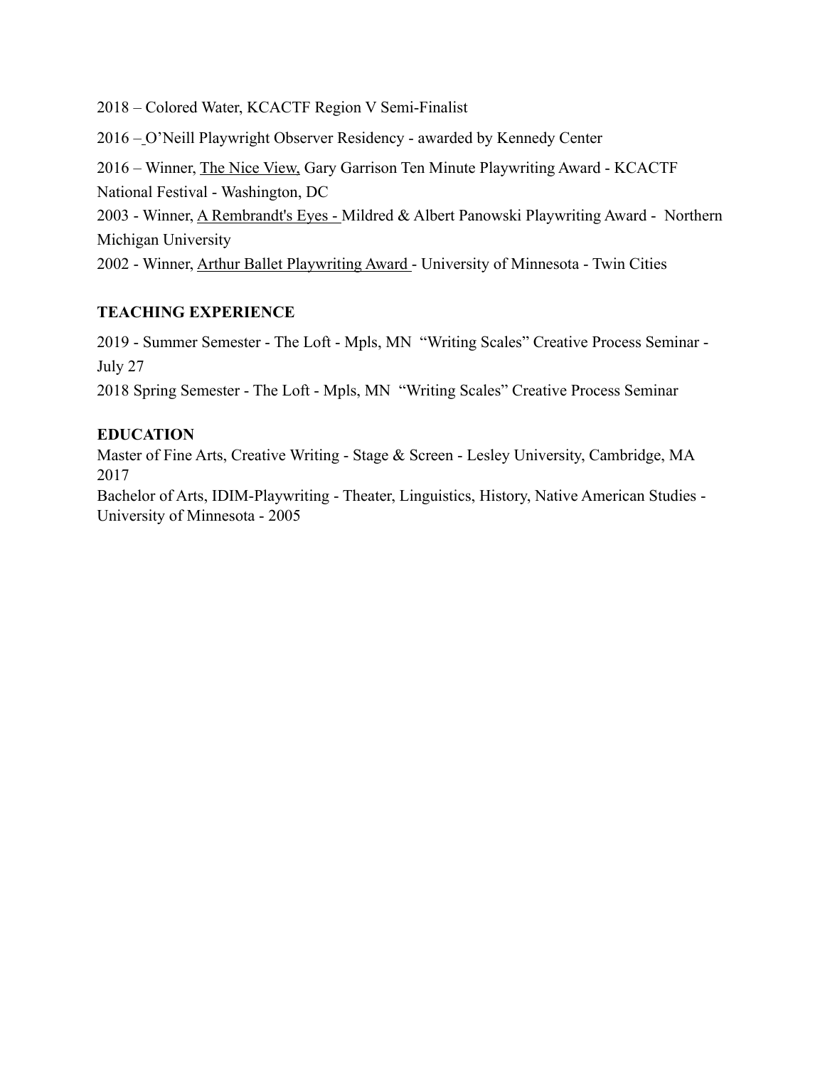2018 – Colored Water, KCACTF Region V Semi-Finalist

2016 – O'Neill Playwright Observer Residency - awarded by Kennedy Center

2016 – Winner, The Nice View, Gary Garrison Ten Minute Playwriting Award - KCACTF National Festival - Washington, DC

2003 - Winner, A Rembrandt's Eyes - Mildred & Albert Panowski Playwriting Award - Northern Michigan University

2002 - Winner, Arthur Ballet Playwriting Award - University of Minnesota - Twin Cities

**TEACHING EXPERIENCE**

2019 - Summer Semester - The Loft - Mpls, MN "Writing Scales" Creative Process Seminar - July 27

2018 Spring Semester - The Loft - Mpls, MN "Writing Scales" Creative Process Seminar

**EDUCATION**

Master of Fine Arts, Creative Writing - Stage & Screen - Lesley University, Cambridge, MA 2017

Bachelor of Arts, IDIM-Playwriting - Theater, Linguistics, History, Native American Studies - University of Minnesota - 2005